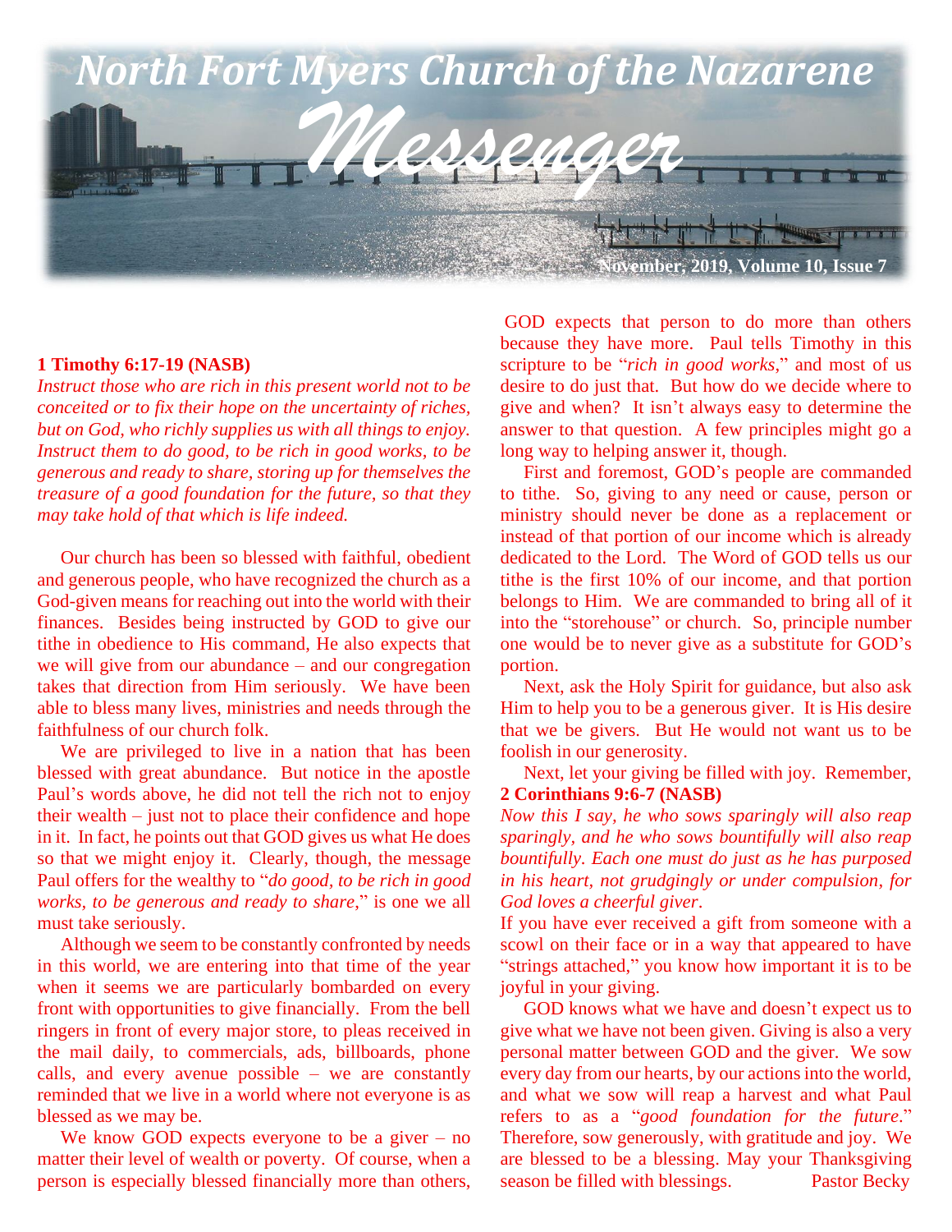# North Fort Myers Church of the Nazarene

# *Messenger*

**November, 2019, Volume 10, Issue 7**

**1 Timothy 6:17-19 (NASB)**

*Instruct those who are rich in this present world not to be conceited or to fix their hope on the uncertainty of riches, but on God, who richly supplies us with all things to enjoy. Instruct them to do good, to be rich in good works, to be generous and ready to share, storing up for themselves the treasure of a good foundation for the future, so that they may take hold of that which is life indeed.*

Our church has been so blessed with faithful, obedient and generous people, who have recognized the church as a God-given means for reaching out into the world with their finances. Besides being instructed by GOD to give our tithe in obedience to His command, He also expects that we will give from our abundance – and our congregation takes that direction from Him seriously. We have been able to bless many lives, ministries and needs through the faithfulness of our church folk.

We are privileged to live in a nation that has been blessed with great abundance. But notice in the apostle Paul's words above, he did not tell the rich not to enjoy their wealth – just not to place their confidence and hope in it. In fact, he points out that GOD gives us what He does so that we might enjoy it. Clearly, though, the message Paul offers for the wealthy to "*do good, to be rich in good works, to be generous and ready to share*," is one we all must take seriously.

Although we seem to be constantly confronted by needs in this world, we are entering into that time of the year when it seems we are particularly bombarded on every front with opportunities to give financially. From the bell ringers in front of every major store, to pleas received in the mail daily, to commercials, ads, billboards, phone calls, and every avenue possible – we are constantly reminded that we live in a world where not everyone is as blessed as we may be.

We know GOD expects everyone to be a giver – no matter their level of wealth or poverty. Of course, when a person is especially blessed financially more than others, GOD expects that person to do more than others because they have more. Paul tells Timothy in this scripture to be "*rich in good works,*" and most of us desire to do just that. But how do we decide where to give and when? It isn't always easy to determine the answer to that question. A few principles might go a long way to helping answer it, though.

First and foremost, GOD's people are commanded to tithe. So, giving to any need or cause, person or ministry should never be done as a replacement or instead of that portion of our income which is already dedicated to the Lord. The Word of GOD tells us our tithe is the first 10% of our income, and that portion belongs to Him. We are commanded to bring all of it into the "storehouse" or church. So, principle number one would be to never give as a substitute for GOD's portion.

Next, ask the Holy Spirit for guidance, but also ask Him to help you to be a generous giver. It is His desire that we be givers. But He would not want us to be foolish in our generosity.

Next, let your giving be filled with joy. Remember,

**2 Corinthians 9:6-7 (NASB)**

*Now this I say, he who sows sparingly will also reap sparingly, and he who sows bountifully will also reap bountifully. Each one must do just as he has purposed in his heart, not grudgingly or under compulsion, for God loves a cheerful giver.*

If you have ever received a gift from someone with a scowl on their face or in a way that appeared to have "strings attached," you know how important it is to be joyful in your giving.

GOD knows what we have and doesn't expect us to give what we have not been given. Giving is also a very personal matter between GOD and the giver. We sow every day from our hearts, by our actions into the world, and what we sow will reap a harvest and what Paul refers to as a "*good foundation for the future*." Therefore, sow generously, with gratitude and joy. We are blessed to be a blessing. May your Thanksgiving season be filled with blessings.

Pastor Becky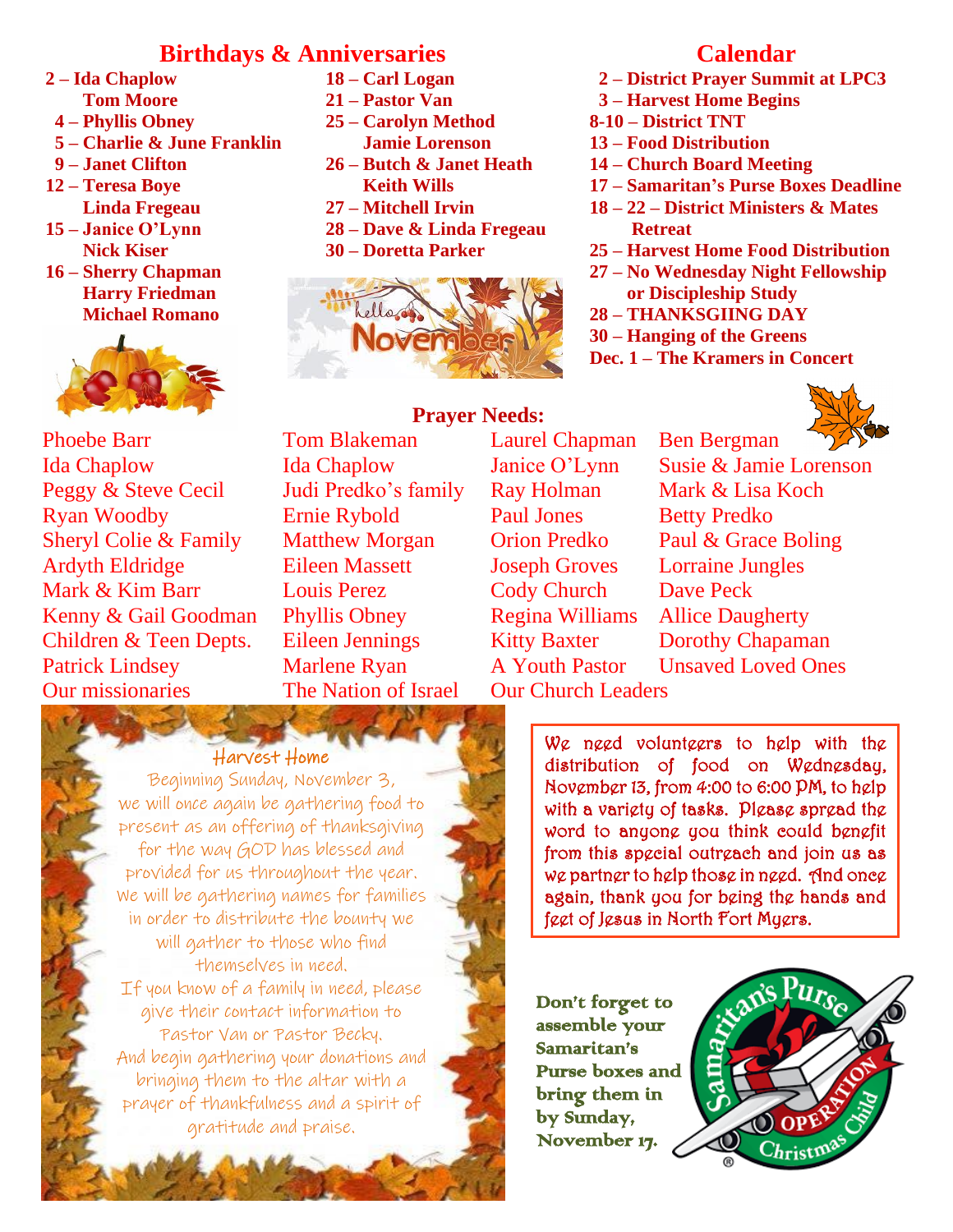## Birthdays & Anniversaries

- **2 – Ida Chaplow**
  **Tom Moore**
- **4 – Phyllis Obney**
- **5 – Charlie & June Franklin**
- **9 – Janet Clifton**
- **12 – Teresa Boye**
  **Linda Fregeau**
- **15 – Janice O'Lynn**
  **Nick Kiser**
- **16 – Sherry Chapman**
  **Harry Friedman**
  **Michael Romano**
- **18 – Carl Logan**
- **21 – Pastor Van**
- **25 – Carolyn Method**
  **Jamie Lorenson**
- **26 – Butch & Janet Heath**
  **Keith Wills**
- **27 – Mitchell Irvin**
- **28 – Dave & Linda Fregeau**
- **30 – Doretta Parker**

## Calendar

- **2 – District Prayer Summit at LPC3**
- **3 – Harvest Home Begins**
- **8-10 – District TNT**
- **13 – Food Distribution**
- **14 – Church Board Meeting**
- **17 – Samaritan's Purse Boxes Deadline**
- **18 – 22 – District Ministers & Mates Retreat**
- **25 – Harvest Home Food Distribution**
- **27 – No Wednesday Night Fellowship or Discipleship Study**
- **28 – THANKSGIING DAY**
- **30 – Hanging of the Greens**
- **Dec. 1 – The Kramers in Concert**

## Prayer Needs:

Phoebe Barr
Ida Chaplow
Peggy & Steve Cecil
Ryan Woodby
Sheryl Colie & Family
Ardyth Eldridge
Mark & Kim Barr
Kenny & Gail Goodman
Children & Teen Depts.
Patrick Lindsey
Our missionaries
Tom Blakeman
Ida Chaplow
Judi Predko's family
Ernie Rybold
Matthew Morgan
Eileen Massett
Louis Perez
Phyllis Obney
Eileen Jennings
Marlene Ryan
The Nation of Israel
Laurel Chapman
Janice O'Lynn
Ray Holman
Paul Jones
Orion Predko
Joseph Groves
Cody Church
Regina Williams
Kitty Baxter
A Youth Pastor
Our Church Leaders
Ben Bergman
Susie & Jamie Lorenson
Mark & Lisa Koch
Betty Predko
Paul & Grace Boling
Lorraine Jungles
Dave Peck
Allice Daugherty
Dorothy Chapaman
Unsaved Loved Ones

### Harvest Home

Beginning Sunday, November 3, we will once again be gathering food to present as an offering of thanksgiving for the way GOD has blessed and provided for us throughout the year. We will be gathering names for families in order to distribute the bounty we will gather to those who find themselves in need.
If you know of a family in need, please give their contact information to Pastor Van or Pastor Becky.
And begin gathering your donations and bringing them to the altar with a prayer of thankfulness and a spirit of gratitude and praise.

We need volunteers to help with the distribution of food on Wednesday, November 13, from 4:00 to 6:00 PM, to help with a variety of tasks. Please spread the word to anyone you think could benefit from this special outreach and join us as we partner to help those in need. And once again, thank you for being the hands and feet of Jesus in North Fort Myers.

Don't forget to assemble your Samaritan's Purse boxes and bring them in by Sunday, November 17.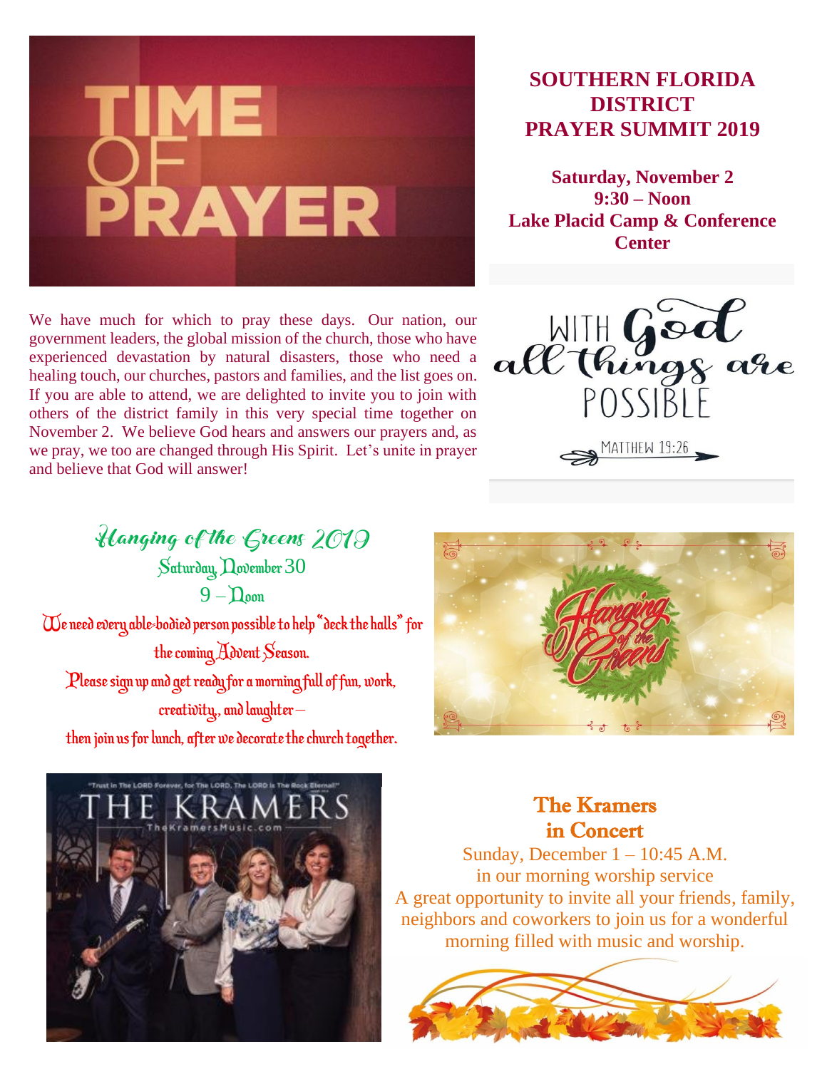## SOUTHERN FLORIDA DISTRICT PRAYER SUMMIT 2019

**Saturday, November 2**
**9:30 – Noon**
**Lake Placid Camp & Conference Center**

We have much for which to pray these days. Our nation, our government leaders, the global mission of the church, those who have experienced devastation by natural disasters, those who need a healing touch, our churches, pastors and families, and the list goes on. If you are able to attend, we are delighted to invite you to join with others of the district family in this very special time together on November 2. We believe God hears and answers our prayers and, as we pray, we too are changed through His Spirit. Let's unite in prayer and believe that God will answer!

## Hanging of the Greens 2019

Saturday, November 30
9 – Noon

We need every able-bodied person possible to help "deck the halls" for the coming Advent Season.
Please sign up and get ready for a morning full of fun, work, creativity, and laughter – then join us for lunch, after we decorate the church together.

## The Kramers in Concert

Sunday, December 1 – 10:45 A.M.
in our morning worship service
A great opportunity to invite all your friends, family, neighbors and coworkers to join us for a wonderful morning filled with music and worship.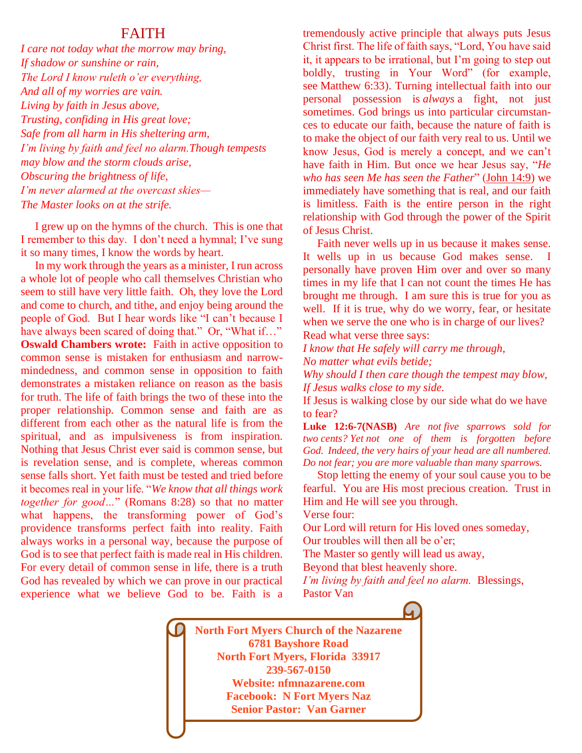# FAITH

*I care not today what the morrow may bring,*
*If shadow or sunshine or rain,*
*The Lord I know ruleth o'er everything,*
*And all of my worries are vain.*
*Living by faith in Jesus above,*
*Trusting, confiding in His great love;*
*Safe from all harm in His sheltering arm,*
*I'm living by faith and feel no alarm.Though tempests may blow and the storm clouds arise,*
*Obscuring the brightness of life,*
*I'm never alarmed at the overcast skies—*
*The Master looks on at the strife.*

I grew up on the hymns of the church. This is one that I remember to this day. I don't need a hymnal; I've sung it so many times, I know the words by heart.

In my work through the years as a minister, I run across a whole lot of people who call themselves Christian who seem to still have very little faith. Oh, they love the Lord and come to church, and tithe, and enjoy being around the people of God. But I hear words like "I can't because I have always been scared of doing that." Or, "What if…" **Oswald Chambers wrote:** Faith in active opposition to common sense is mistaken for enthusiasm and narrow-mindedness, and common sense in opposition to faith demonstrates a mistaken reliance on reason as the basis for truth. The life of faith brings the two of these into the proper relationship. Common sense and faith are as different from each other as the natural life is from the spiritual, and as impulsiveness is from inspiration. Nothing that Jesus Christ ever said is common sense, but is revelation sense, and is complete, whereas common sense falls short. Yet faith must be tested and tried before it becomes real in your life. "*We know that all things work together for good…*" (Romans 8:28) so that no matter what happens, the transforming power of God's providence transforms perfect faith into reality. Faith always works in a personal way, because the purpose of God is to see that perfect faith is made real in His children. For every detail of common sense in life, there is a truth God has revealed by which we can prove in our practical experience what we believe God to be. Faith is a tremendously active principle that always puts Jesus Christ first. The life of faith says, "Lord, You have said it, it appears to be irrational, but I'm going to step out boldly, trusting in Your Word" (for example, see Matthew 6:33). Turning intellectual faith into our personal possession is *always* a fight, not just sometimes. God brings us into particular circumstances to educate our faith, because the nature of faith is to make the object of our faith very real to us. Until we know Jesus, God is merely a concept, and we can't have faith in Him. But once we hear Jesus say, "*He who has seen Me has seen the Father*" (John 14:9) we immediately have something that is real, and our faith is limitless. Faith is the entire person in the right relationship with God through the power of the Spirit of Jesus Christ.

Faith never wells up in us because it makes sense. It wells up in us because God makes sense. I personally have proven Him over and over so many times in my life that I can not count the times He has brought me through. I am sure this is true for you as well. If it is true, why do we worry, fear, or hesitate when we serve the one who is in charge of our lives? Read what verse three says:

*I know that He safely will carry me through,*
*No matter what evils betide;*
*Why should I then care though the tempest may blow,*
*If Jesus walks close to my side.*

If Jesus is walking close by our side what do we have to fear?

**Luke 12:6-7(NASB)** *Are not five sparrows sold for two cents? Yet not one of them is forgotten before God. Indeed, the very hairs of your head are all numbered. Do not fear; you are more valuable than many sparrows.*

Stop letting the enemy of your soul cause you to be fearful. You are His most precious creation. Trust in Him and He will see you through.

Verse four:
Our Lord will return for His loved ones someday,
Our troubles will then all be o'er;
The Master so gently will lead us away,
Beyond that blest heavenly shore.
*I'm living by faith and feel no alarm.* Blessings,
Pastor Van

**North Fort Myers Church of the Nazarene**
**6781 Bayshore Road**
**North Fort Myers, Florida 33917**
**239-567-0150**
**Website: nfmnazarene.com**
**Facebook: N Fort Myers Naz**
**Senior Pastor: Van Garner**